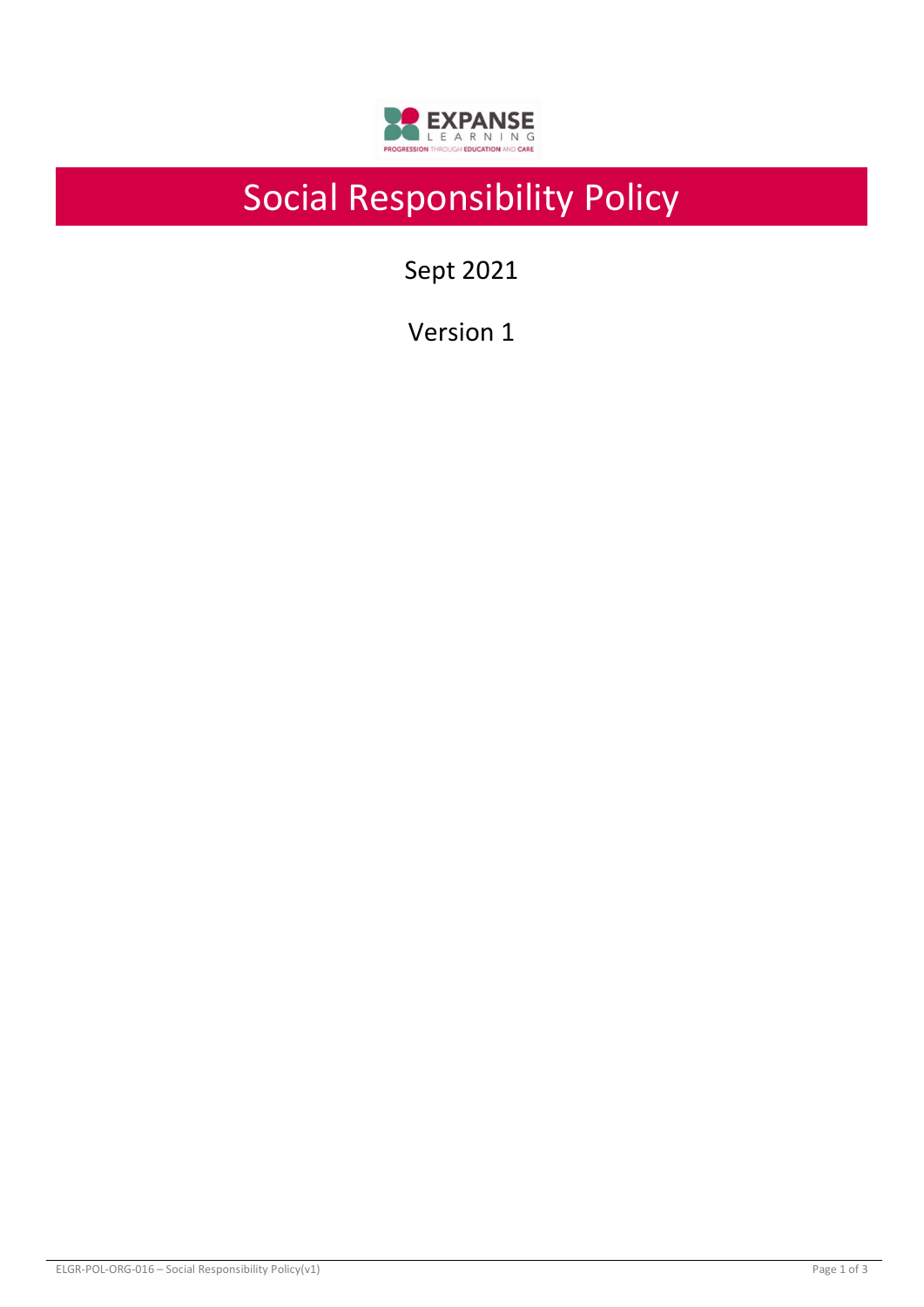# Social Responsibility Policy

Sept 2021

Version 1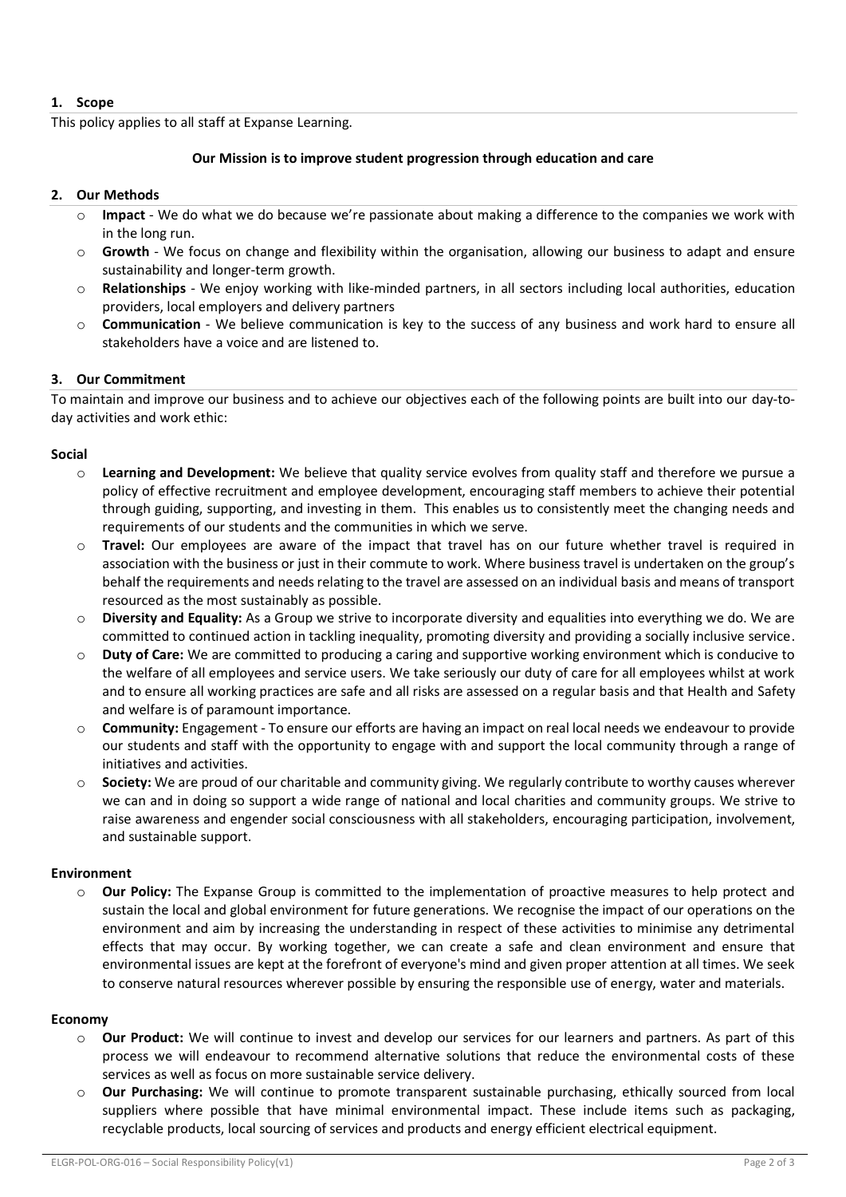## 1. Scope

This policy applies to all staff at Expanse Learning.

**Our Mission is to improve student progression through education and care**

## 2. Our Methods

- **Impact** - We do what we do because we're passionate about making a difference to the companies we work with in the long run.
- **Growth** - We focus on change and flexibility within the organisation, allowing our business to adapt and ensure sustainability and longer-term growth.
- **Relationships** - We enjoy working with like-minded partners, in all sectors including local authorities, education providers, local employers and delivery partners
- **Communication** - We believe communication is key to the success of any business and work hard to ensure all stakeholders have a voice and are listened to.

## 3. Our Commitment

To maintain and improve our business and to achieve our objectives each of the following points are built into our day-to-day activities and work ethic:

**Social**

- **Learning and Development:** We believe that quality service evolves from quality staff and therefore we pursue a policy of effective recruitment and employee development, encouraging staff members to achieve their potential through guiding, supporting, and investing in them. This enables us to consistently meet the changing needs and requirements of our students and the communities in which we serve.
- **Travel:** Our employees are aware of the impact that travel has on our future whether travel is required in association with the business or just in their commute to work. Where business travel is undertaken on the group's behalf the requirements and needs relating to the travel are assessed on an individual basis and means of transport resourced as the most sustainably as possible.
- **Diversity and Equality:** As a Group we strive to incorporate diversity and equalities into everything we do. We are committed to continued action in tackling inequality, promoting diversity and providing a socially inclusive service.
- **Duty of Care:** We are committed to producing a caring and supportive working environment which is conducive to the welfare of all employees and service users. We take seriously our duty of care for all employees whilst at work and to ensure all working practices are safe and all risks are assessed on a regular basis and that Health and Safety and welfare is of paramount importance.
- **Community:** Engagement - To ensure our efforts are having an impact on real local needs we endeavour to provide our students and staff with the opportunity to engage with and support the local community through a range of initiatives and activities.
- **Society:** We are proud of our charitable and community giving. We regularly contribute to worthy causes wherever we can and in doing so support a wide range of national and local charities and community groups. We strive to raise awareness and engender social consciousness with all stakeholders, encouraging participation, involvement, and sustainable support.

**Environment**

- **Our Policy:** The Expanse Group is committed to the implementation of proactive measures to help protect and sustain the local and global environment for future generations. We recognise the impact of our operations on the environment and aim by increasing the understanding in respect of these activities to minimise any detrimental effects that may occur. By working together, we can create a safe and clean environment and ensure that environmental issues are kept at the forefront of everyone's mind and given proper attention at all times. We seek to conserve natural resources wherever possible by ensuring the responsible use of energy, water and materials.

**Economy**

- **Our Product:** We will continue to invest and develop our services for our learners and partners. As part of this process we will endeavour to recommend alternative solutions that reduce the environmental costs of these services as well as focus on more sustainable service delivery.
- **Our Purchasing:** We will continue to promote transparent sustainable purchasing, ethically sourced from local suppliers where possible that have minimal environmental impact. These include items such as packaging, recyclable products, local sourcing of services and products and energy efficient electrical equipment.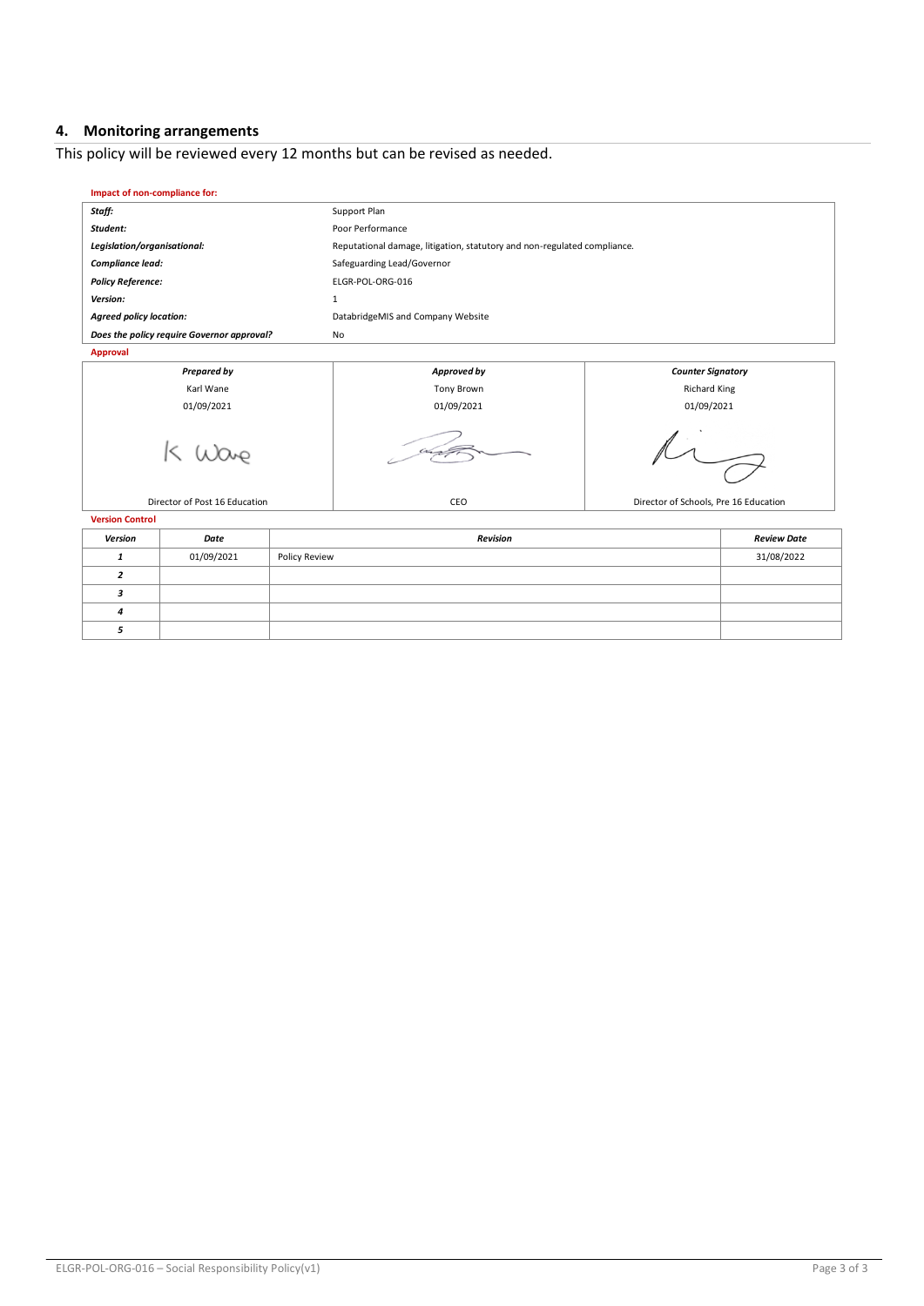## 4. Monitoring arrangements

This policy will be reviewed every 12 months but can be revised as needed.

**Impact of non-compliance for:**

| | |
|---|---|
| ***Staff:*** | Support Plan |
| ***Student:*** | Poor Performance |
| ***Legislation/organisational:*** | Reputational damage, litigation, statutory and non-regulated compliance. |
| ***Compliance lead:*** | Safeguarding Lead/Governor |
| ***Policy Reference:*** | ELGR-POL-ORG-016 |
| ***Version:*** | 1 |
| ***Agreed policy location:*** | DatabridgeMIS and Company Website |
| ***Does the policy require Governor approval?*** | No |

**Approval**

| *Prepared by* | *Approved by* | *Counter Signatory* |
|---|---|---|
| Karl Wane | Tony Brown | Richard King |
| 01/09/2021 | 01/09/2021 | 01/09/2021 |
| K Wane | | |
| Director of Post 16 Education | CEO | Director of Schools, Pre 16 Education |

**Version Control**

| *Version* | *Date* | *Revision* | *Review Date* |
|---|---|---|---|
| *1* | 01/09/2021 | Policy Review | 31/08/2022 |
| *2* | | | |
| *3* | | | |
| *4* | | | |
| *5* | | | |